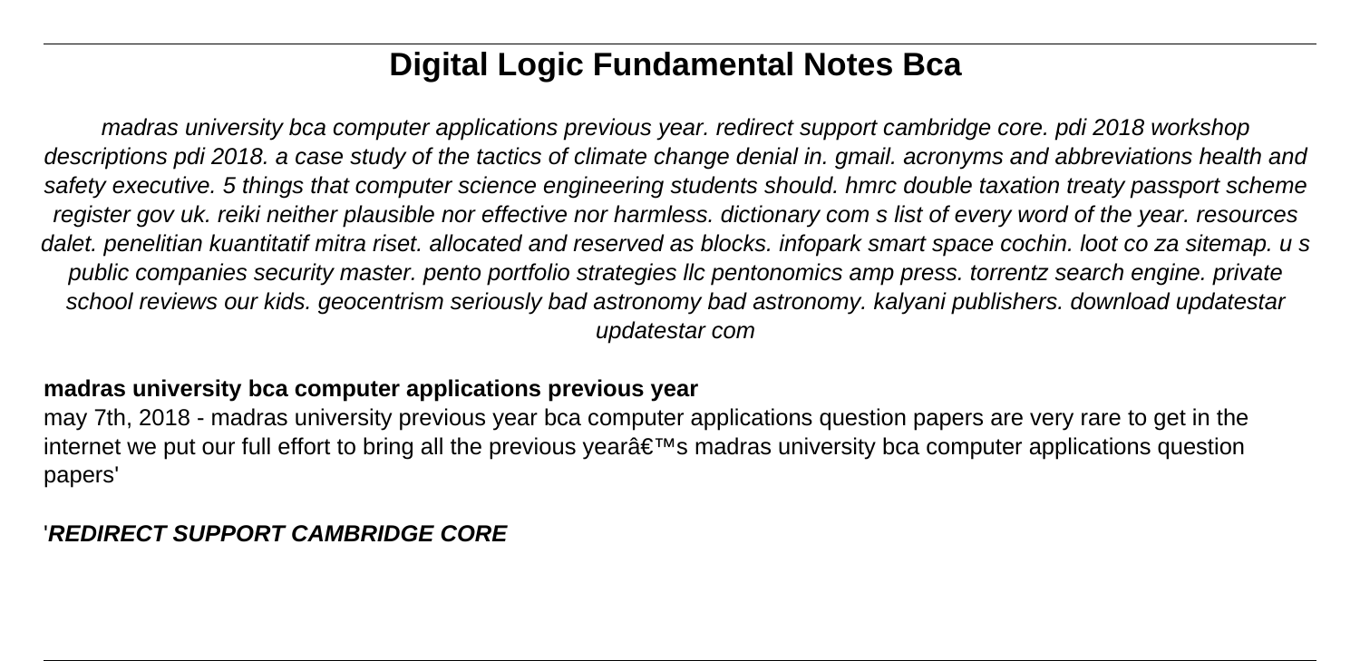# Digital Logic Fundamental Notes Bca

*madras university bca computer applications previous year. redirect support cambridge core. pdi 2018 workshop descriptions pdi 2018. a case study of the tactics of climate change denial in. gmail. acronyms and abbreviations health and safety executive. 5 things that computer science engineering students should. hmrc double taxation treaty passport scheme register gov uk. reiki neither plausible nor effective nor harmless. dictionary com s list of every word of the year. resources dalet. penelitian kuantitatif mitra riset. allocated and reserved as blocks. infopark smart space cochin. loot co za sitemap. u s public companies security master. pento portfolio strategies llc pentonomics amp press. torrentz search engine. private school reviews our kids. geocentrism seriously bad astronomy bad astronomy. kalyani publishers. download updatestar updatestar com*

**madras university bca computer applications previous year**

may 7th, 2018 - madras university previous year bca computer applications question papers are very rare to get in the internet we put our full effort to bring all the previous yearâ€™s madras university bca computer applications question papers'

'***REDIRECT SUPPORT CAMBRIDGE CORE***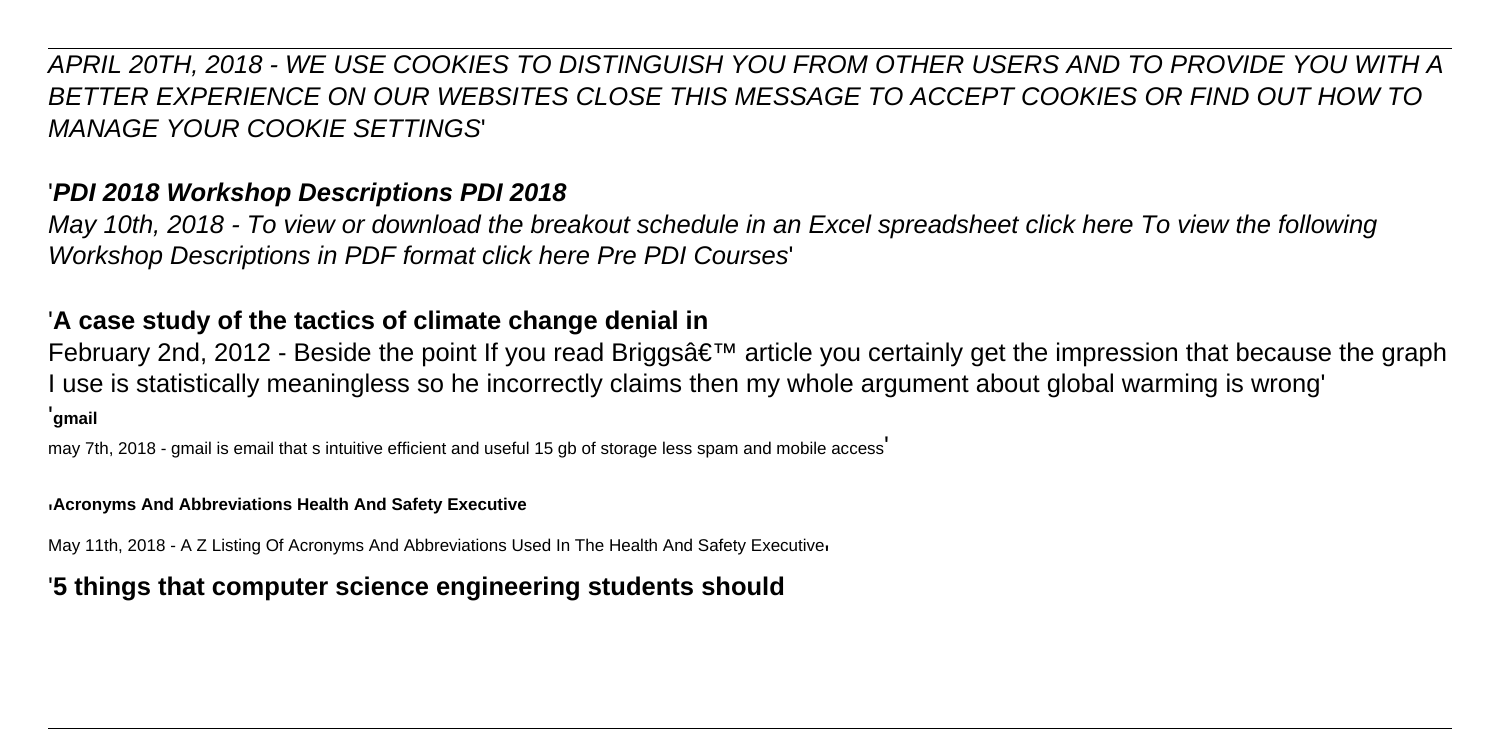*APRIL 20TH, 2018 - WE USE COOKIES TO DISTINGUISH YOU FROM OTHER USERS AND TO PROVIDE YOU WITH A BETTER EXPERIENCE ON OUR WEBSITES CLOSE THIS MESSAGE TO ACCEPT COOKIES OR FIND OUT HOW TO MANAGE YOUR COOKIE SETTINGS*'

'***PDI 2018 Workshop Descriptions PDI 2018***

*May 10th, 2018 - To view or download the breakout schedule in an Excel spreadsheet click here To view the following Workshop Descriptions in PDF format click here Pre PDI Courses*'

'**A case study of the tactics of climate change denial in**

February 2nd, 2012 - Beside the point If you read Briggsâ€™ article you certainly get the impression that because the graph I use is statistically meaningless so he incorrectly claims then my whole argument about global warming is wrong'

'**gmail**

may 7th, 2018 - gmail is email that s intuitive efficient and useful 15 gb of storage less spam and mobile access'

'**Acronyms And Abbreviations Health And Safety Executive**

May 11th, 2018 - A Z Listing Of Acronyms And Abbreviations Used In The Health And Safety Executive'

'**5 things that computer science engineering students should**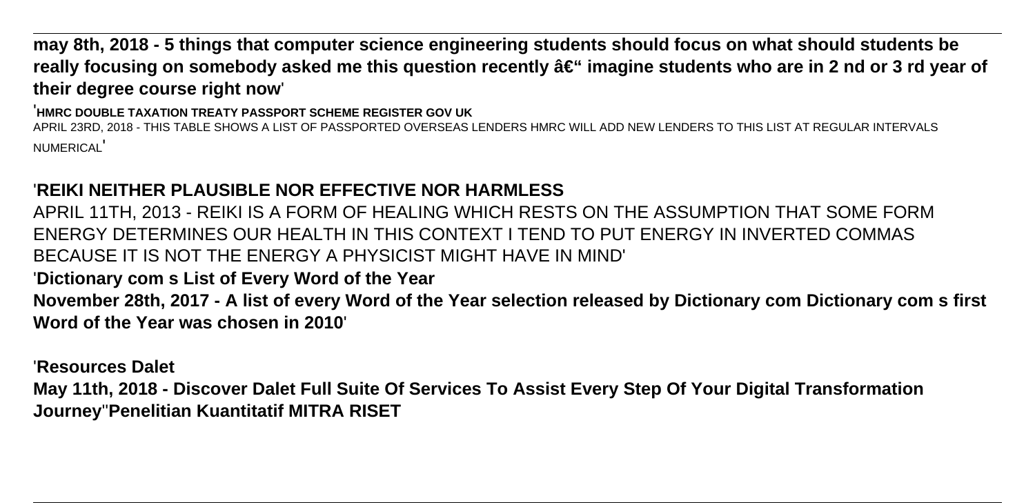**may 8th, 2018 - 5 things that computer science engineering students should focus on what should students be really focusing on somebody asked me this question recently â€" imagine students who are in 2 nd or 3 rd year of their degree course right now**'

'**HMRC DOUBLE TAXATION TREATY PASSPORT SCHEME REGISTER GOV UK**

APRIL 23RD, 2018 - THIS TABLE SHOWS A LIST OF PASSPORTED OVERSEAS LENDERS HMRC WILL ADD NEW LENDERS TO THIS LIST AT REGULAR INTERVALS NUMERICAL'

'**REIKI NEITHER PLAUSIBLE NOR EFFECTIVE NOR HARMLESS**

APRIL 11TH, 2013 - REIKI IS A FORM OF HEALING WHICH RESTS ON THE ASSUMPTION THAT SOME FORM ENERGY DETERMINES OUR HEALTH IN THIS CONTEXT I TEND TO PUT ENERGY IN INVERTED COMMAS BECAUSE IT IS NOT THE ENERGY A PHYSICIST MIGHT HAVE IN MIND'

'**Dictionary com s List of Every Word of the Year**

**November 28th, 2017 - A list of every Word of the Year selection released by Dictionary com Dictionary com s first Word of the Year was chosen in 2010**'

'**Resources Dalet**

**May 11th, 2018 - Discover Dalet Full Suite Of Services To Assist Every Step Of Your Digital Transformation Journey**''**Penelitian Kuantitatif MITRA RISET**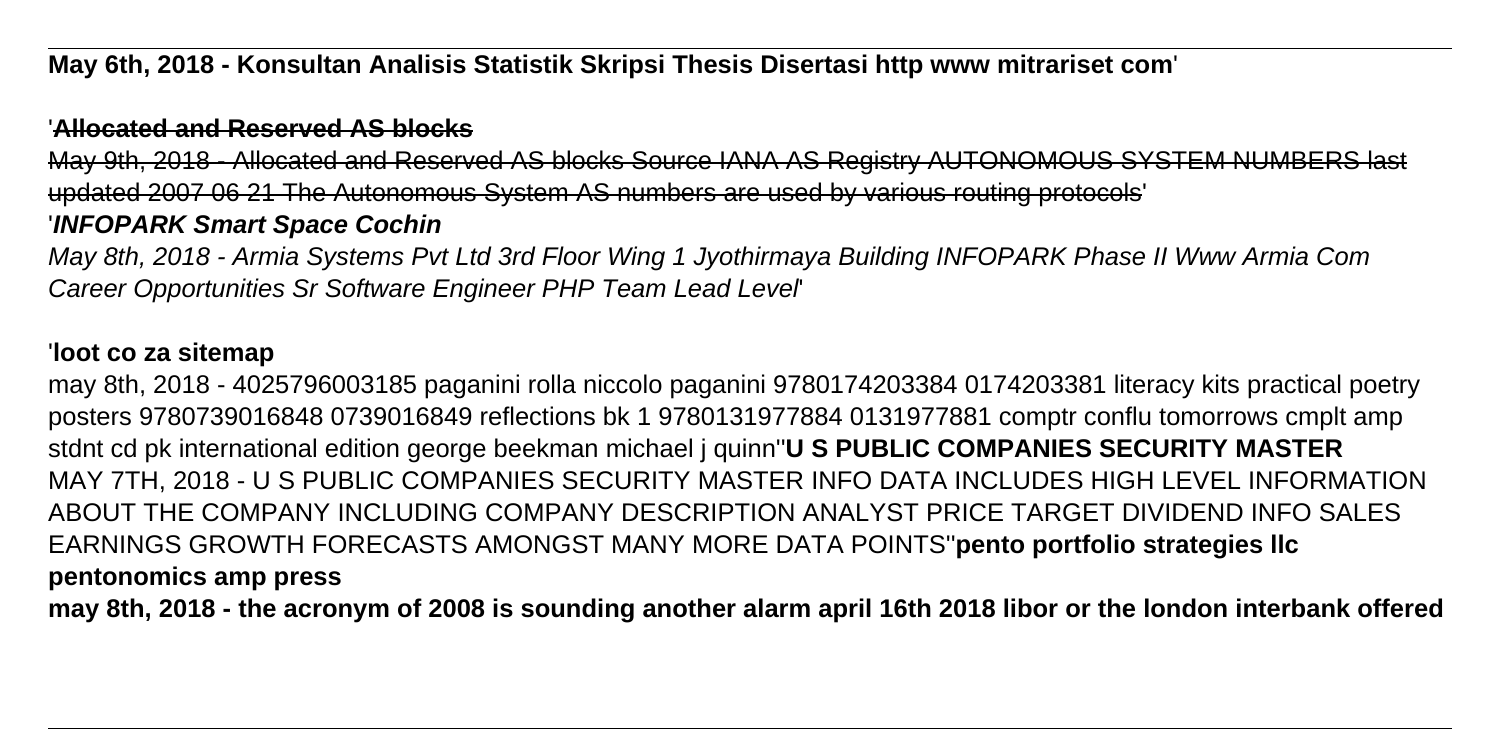**May 6th, 2018 - Konsultan Analisis Statistik Skripsi Thesis Disertasi http www mitrariset com**'

'**Allocated and Reserved AS blocks**

May 9th, 2018 - Allocated and Reserved AS blocks Source IANA AS Registry AUTONOMOUS SYSTEM NUMBERS last updated 2007 06 21 The Autonomous System AS numbers are used by various routing protocols'

'***INFOPARK Smart Space Cochin***

*May 8th, 2018 - Armia Systems Pvt Ltd 3rd Floor Wing 1 Jyothirmaya Building INFOPARK Phase II Www Armia Com Career Opportunities Sr Software Engineer PHP Team Lead Level*'

'**loot co za sitemap**

may 8th, 2018 - 4025796003185 paganini rolla niccolo paganini 9780174203384 0174203381 literacy kits practical poetry posters 9780739016848 0739016849 reflections bk 1 9780131977884 0131977881 comptr conflu tomorrows cmplt amp stdnt cd pk international edition george beekman michael j quinn''**U S PUBLIC COMPANIES SECURITY MASTER** MAY 7TH, 2018 - U S PUBLIC COMPANIES SECURITY MASTER INFO DATA INCLUDES HIGH LEVEL INFORMATION ABOUT THE COMPANY INCLUDING COMPANY DESCRIPTION ANALYST PRICE TARGET DIVIDEND INFO SALES EARNINGS GROWTH FORECASTS AMONGST MANY MORE DATA POINTS''**pento portfolio strategies llc pentonomics amp press**

**may 8th, 2018 - the acronym of 2008 is sounding another alarm april 16th 2018 libor or the london interbank offered**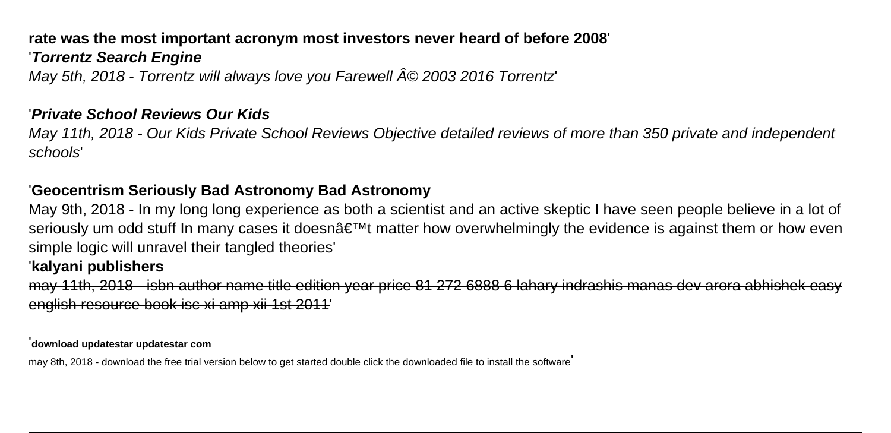**rate was the most important acronym most investors never heard of before 2008**'

'***Torrentz Search Engine***

*May 5th, 2018 - Torrentz will always love you Farewell Â© 2003 2016 Torrentz*'

'***Private School Reviews Our Kids***

*May 11th, 2018 - Our Kids Private School Reviews Objective detailed reviews of more than 350 private and independent schools*'

'**Geocentrism Seriously Bad Astronomy Bad Astronomy**

May 9th, 2018 - In my long long experience as both a scientist and an active skeptic I have seen people believe in a lot of seriously um odd stuff In many cases it doesnâ€™t matter how overwhelmingly the evidence is against them or how even simple logic will unravel their tangled theories'

'**kalyani publishers**

~~may 11th, 2018 - isbn author name title edition year price 81 272 6888 6 lahary indrashis manas dev arora abhishek easy english resource book isc xi amp xii 1st 2011~~'

'**download updatestar updatestar com**

may 8th, 2018 - download the free trial version below to get started double click the downloaded file to install the software'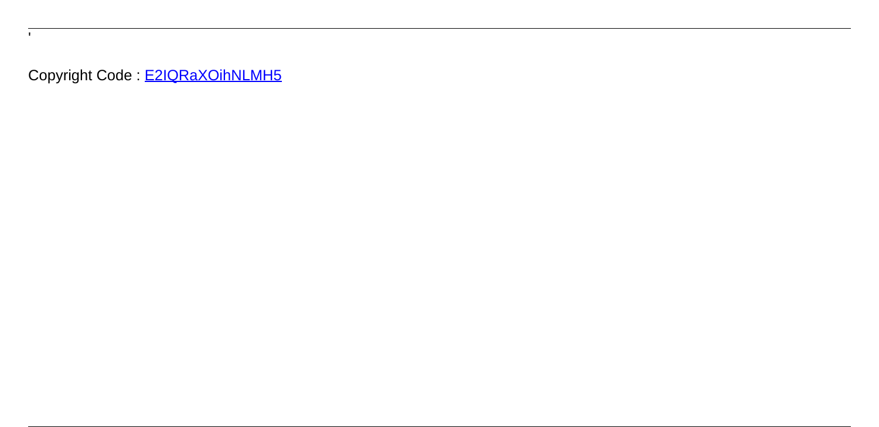'

Copyright Code : [E2IQRaXOihNLMH5]()